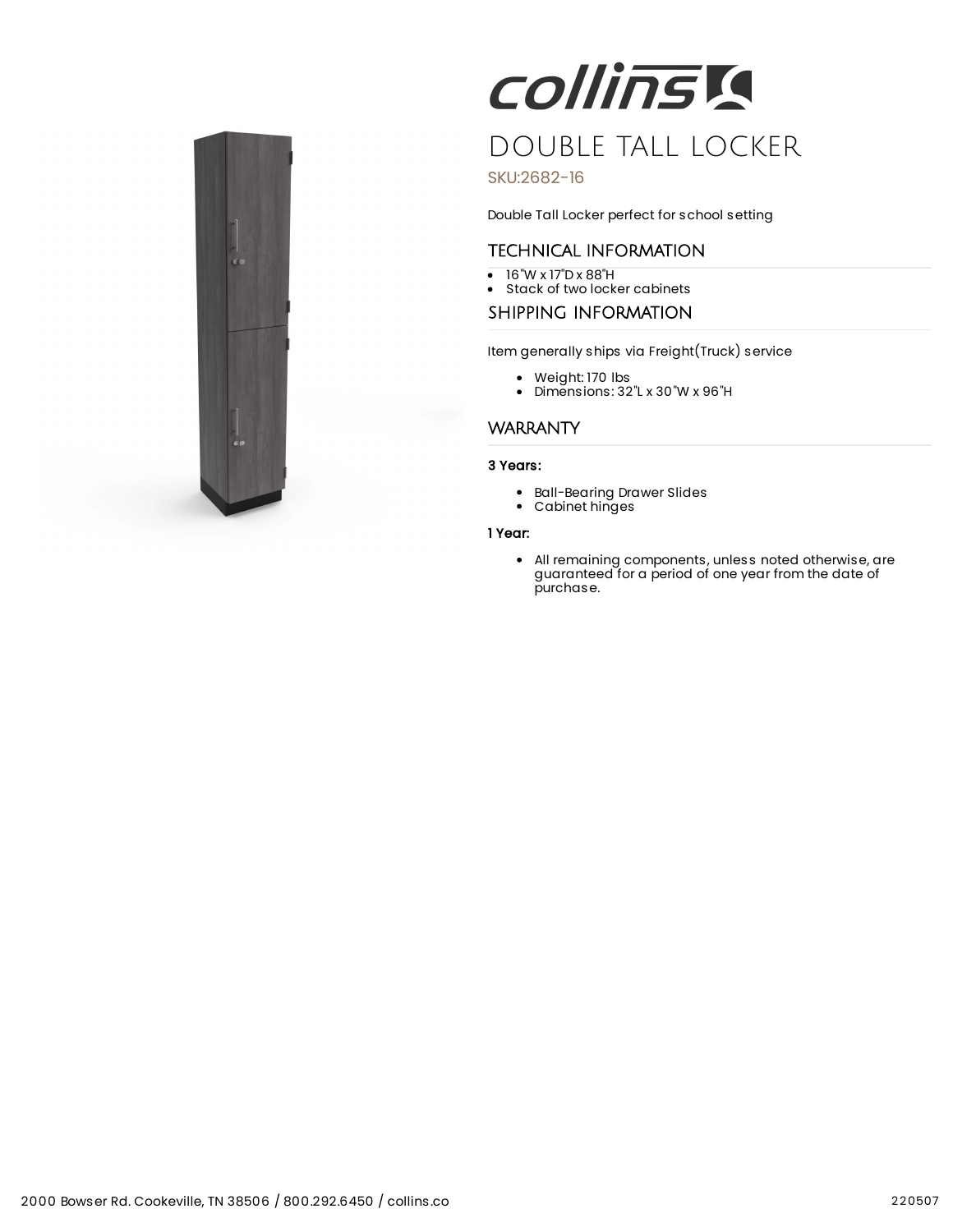# DOUBLE TALL LOCKER

SKU:2682-16

Double Tall Locker perfect for school setting

## TECHNICAL INFORMATION

- 16"W x 17"D x 88"H
- Stack of two locker cabinets

## SHIPPING INFORMATION

Item generally ships via Freight(Truck) service

- Weight: 170 lbs
- Dimensions: 32"L x 30"W x 96"H

## WARRANTY

**3 Years:**

- Ball-Bearing Drawer Slides
- Cabinet hinges

**1 Year:**

- All remaining components, unless noted otherwise, are guaranteed for a period of one year from the date of purchase.

2000 Bowser Rd. Cookeville, TN 38506 / 800.292.6450 / collins.co

220507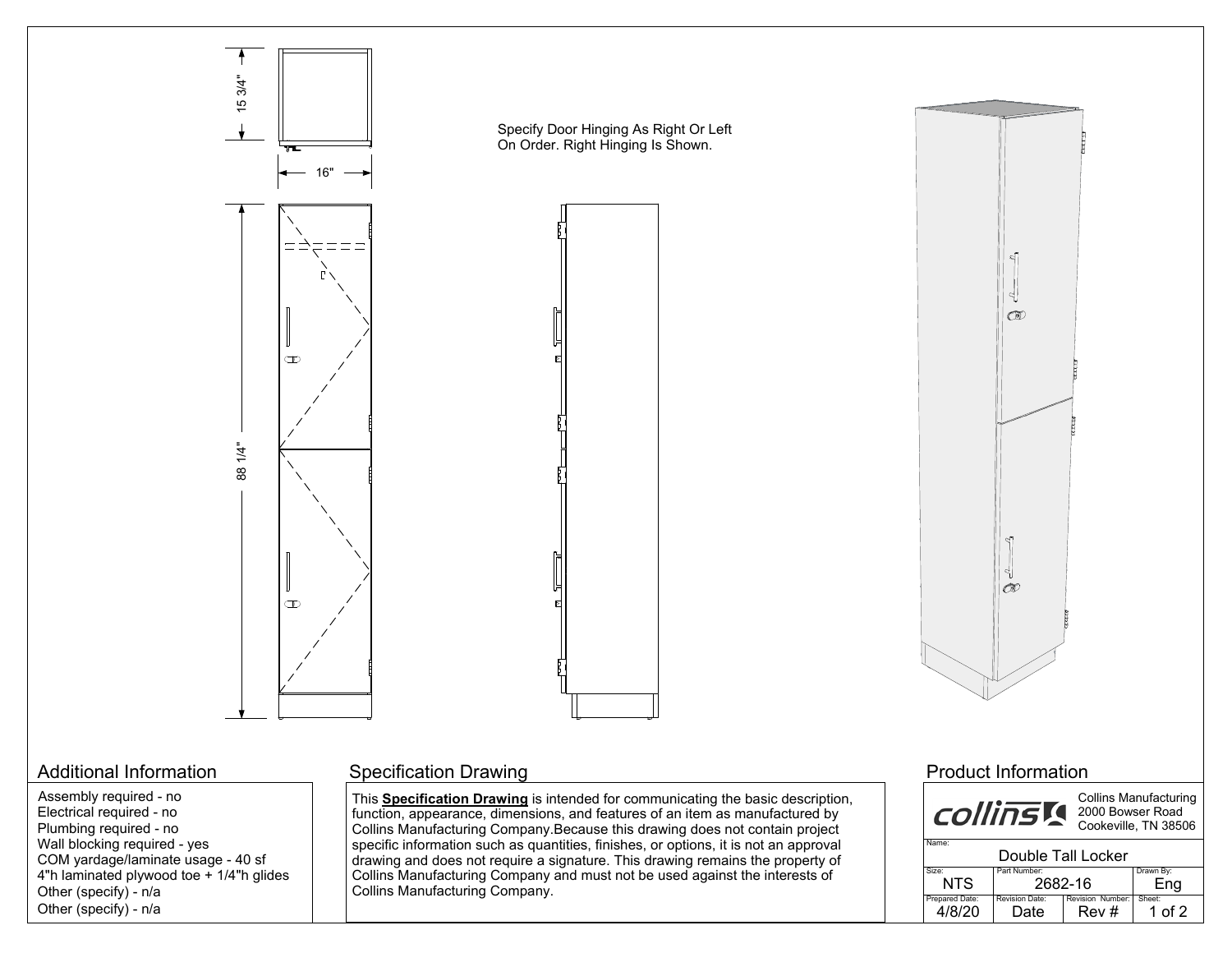15 3/4"

16"

88 1/4"

Specify Door Hinging As Right Or Left On Order. Right Hinging Is Shown.

## Additional Information

Assembly required - no
Electrical required - no
Plumbing required - no
Wall blocking required - yes
COM yardage/laminate usage - 40 sf
4"h laminated plywood toe + 1/4"h glides
Other (specify) - n/a
Other (specify) - n/a

## Specification Drawing

This **Specification Drawing** is intended for communicating the basic description, function, appearance, dimensions, and features of an item as manufactured by Collins Manufacturing Company.Because this drawing does not contain project specific information such as quantities, finishes, or options, it is not an approval drawing and does not require a signature. This drawing remains the property of Collins Manufacturing Company and must not be used against the interests of Collins Manufacturing Company.

## Product Information

collins

Collins Manufacturing
2000 Bowser Road
Cookeville, TN 38506

| Name: | | | |
|---|---|---|---|
| Double Tall Locker | | | |
| Size: NTS | Part Number: 2682-16 | | Drawn By: Eng |
| Prepared Date: 4/8/20 | Revision Date: Date | Revision Number: Rev # | Sheet: 1 of 2 |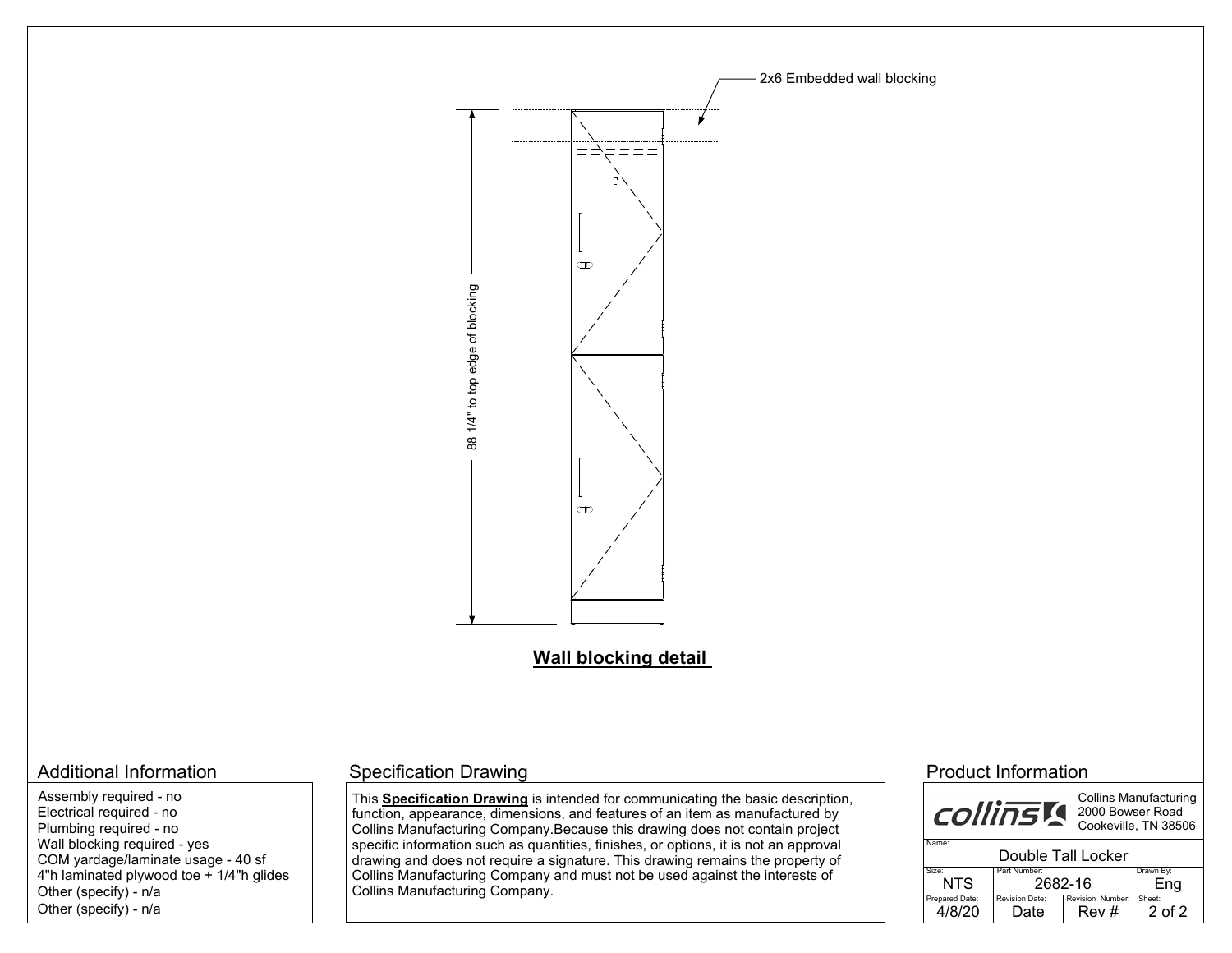2x6 Embedded wall blocking

88 1/4" to top edge of blocking

**Wall blocking detail**

## Additional Information

Assembly required - no
Electrical required - no
Plumbing required - no
Wall blocking required - yes
COM yardage/laminate usage - 40 sf
4"h laminated plywood toe + 1/4"h glides
Other (specify) - n/a
Other (specify) - n/a

## Specification Drawing

This **Specification Drawing** is intended for communicating the basic description, function, appearance, dimensions, and features of an item as manufactured by Collins Manufacturing Company.Because this drawing does not contain project specific information such as quantities, finishes, or options, it is not an approval drawing and does not require a signature. This drawing remains the property of Collins Manufacturing Company and must not be used against the interests of Collins Manufacturing Company.

## Product Information

collins

Collins Manufacturing
2000 Bowser Road
Cookeville, TN 38506

Name: Double Tall Locker

| Size: | Part Number: | | Drawn By: |
|---|---|---|---|
| NTS | 2682-16 | | Eng |
| Prepared Date: | Revision Date: | Revision Number: | Sheet: |
| 4/8/20 | Date | Rev # | 2 of 2 |